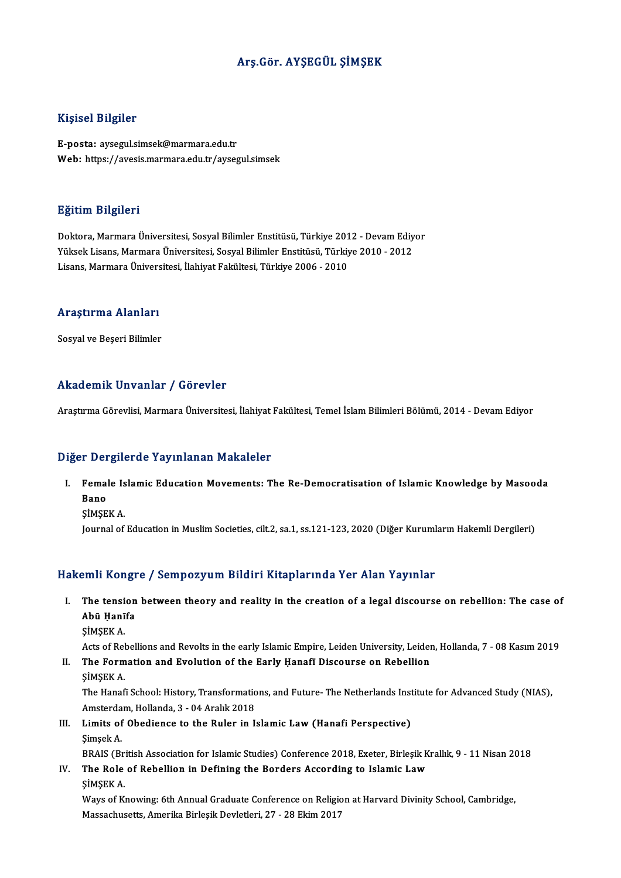# Arş.Gör. AYŞEGÜL ŞİMŞEK

## Kişisel Bilgiler

**E-posta:** aysegul.simsek@marmara.edu.tr
**Web:** https://avesis.marmara.edu.tr/aysegul.simsek

## Eğitim Bilgileri

Doktora, Marmara Üniversitesi, Sosyal Bilimler Enstitüsü, Türkiye 2012 - Devam Ediyor
Yüksek Lisans, Marmara Üniversitesi, Sosyal Bilimler Enstitüsü, Türkiye 2010 - 2012
Lisans, Marmara Üniversitesi, İlahiyat Fakültesi, Türkiye 2006 - 2010

## Araştırma Alanları

Sosyal ve Beşeri Bilimler

## Akademik Unvanlar / Görevler

Araştırma Görevlisi, Marmara Üniversitesi, İlahiyat Fakültesi, Temel İslam Bilimleri Bölümü, 2014 - Devam Ediyor

## Diğer Dergilerde Yayınlanan Makaleler

I. **Female Islamic Education Movements: The Re-Democratisation of Islamic Knowledge by Masooda Bano**
   ŞİMŞEK A.
   Journal of Education in Muslim Societies, cilt.2, sa.1, ss.121-123, 2020 (Diğer Kurumların Hakemli Dergileri)

## Hakemli Kongre / Sempozyum Bildiri Kitaplarında Yer Alan Yayınlar

I. **The tension between theory and reality in the creation of a legal discourse on rebellion: The case of Abū Ḥanīfa**
   ŞİMŞEK A.
   Acts of Rebellions and Revolts in the early Islamic Empire, Leiden University, Leiden, Hollanda, 7 - 08 Kasım 2019
II. **The Formation and Evolution of the Early Ḥanafī Discourse on Rebellion**
   ŞİMŞEK A.
   The Hanafī School: History, Transformations, and Future- The Netherlands Institute for Advanced Study (NIAS), Amsterdam, Hollanda, 3 - 04 Aralık 2018
III. **Limits of Obedience to the Ruler in Islamic Law (Hanafi Perspective)**
   Şimşek A.
   BRAIS (British Association for Islamic Studies) Conference 2018, Exeter, Birleşik Krallık, 9 - 11 Nisan 2018
IV. **The Role of Rebellion in Defining the Borders According to Islamic Law**
   ŞİMŞEK A.
   Ways of Knowing: 6th Annual Graduate Conference on Religion at Harvard Divinity School, Cambridge, Massachusetts, Amerika Birleşik Devletleri, 27 - 28 Ekim 2017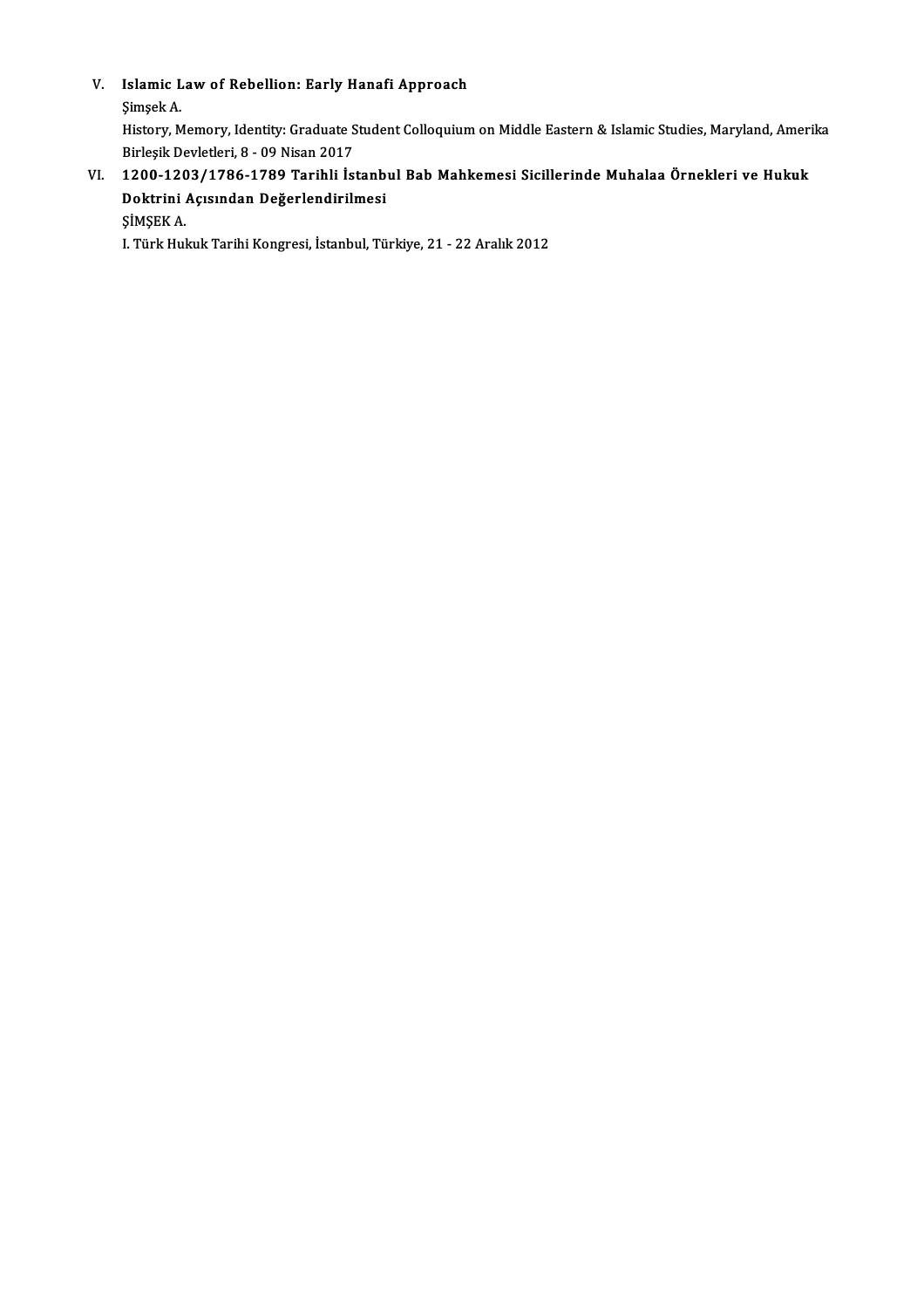V. **Islamic Law of Rebellion: Early Hanafi Approach**
   Şimşek A.
   History, Memory, Identity: Graduate Student Colloquium on Middle Eastern & Islamic Studies, Maryland, Amerika Birleşik Devletleri, 8 - 09 Nisan 2017

VI. **1200-1203/1786-1789 Tarihli İstanbul Bab Mahkemesi Sicillerinde Muhalaa Örnekleri ve Hukuk Doktrini Açısından Değerlendirilmesi**
   ŞİMŞEK A.
   I. Türk Hukuk Tarihi Kongresi, İstanbul, Türkiye, 21 - 22 Aralık 2012